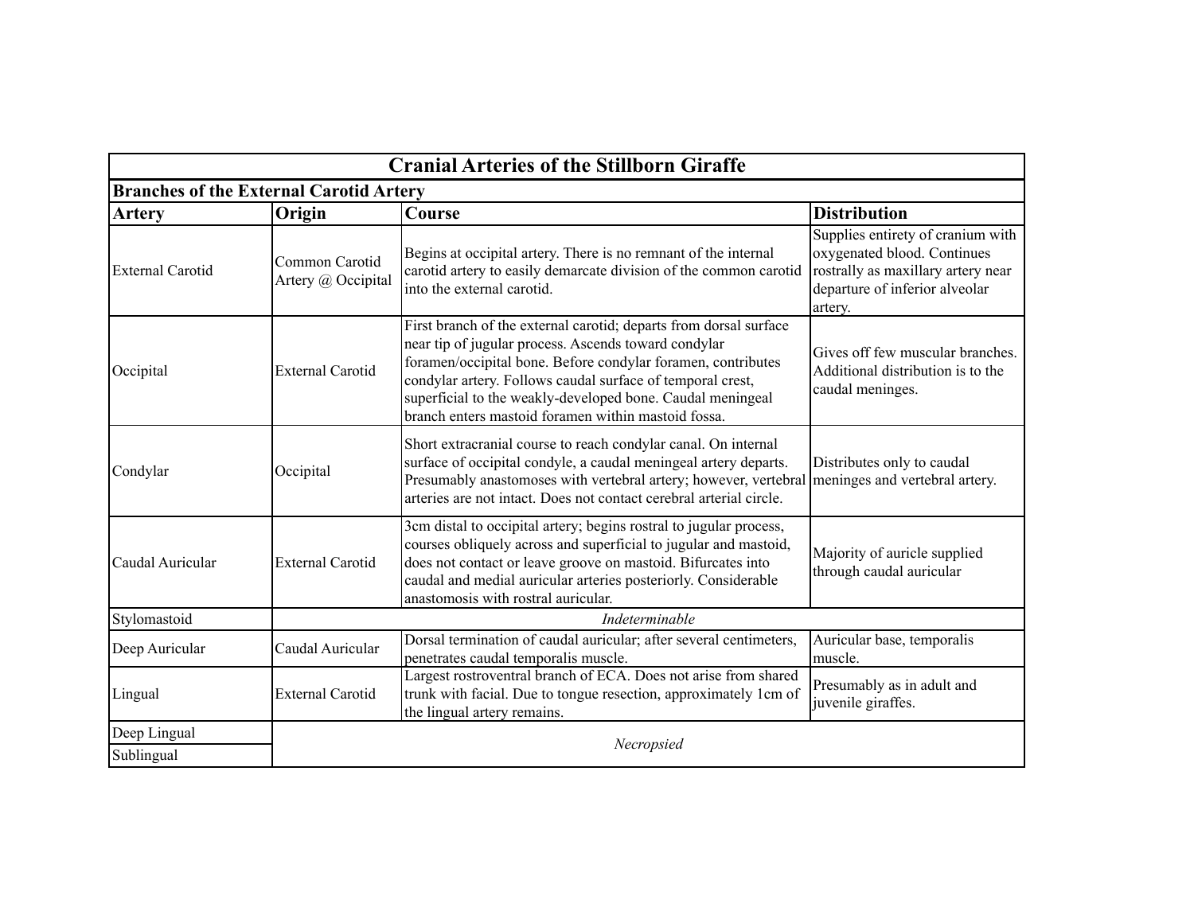# Cranial Arteries of the Stillborn Giraffe

## Branches of the External Carotid Artery

| Artery | Origin | Course | Distribution |
|---|---|---|---|
| External Carotid | Common Carotid Artery @ Occipital | Begins at occipital artery. There is no remnant of the internal carotid artery to easily demarcate division of the common carotid into the external carotid. | Supplies entirety of cranium with oxygenated blood. Continues rostrally as maxillary artery near departure of inferior alveolar artery. |
| Occipital | External Carotid | First branch of the external carotid; departs from dorsal surface near tip of jugular process. Ascends toward condylar foramen/occipital bone. Before condylar foramen, contributes condylar artery. Follows caudal surface of temporal crest, superficial to the weakly-developed bone. Caudal meningeal branch enters mastoid foramen within mastoid fossa. | Gives off few muscular branches. Additional distribution is to the caudal meninges. |
| Condylar | Occipital | Short extracranial course to reach condylar canal. On internal surface of occipital condyle, a caudal meningeal artery departs. Presumably anastomoses with vertebral artery; however, vertebral arteries are not intact. Does not contact cerebral arterial circle. | Distributes only to caudal meninges and vertebral artery. |
| Caudal Auricular | External Carotid | 3cm distal to occipital artery; begins rostral to jugular process, courses obliquely across and superficial to jugular and mastoid, does not contact or leave groove on mastoid. Bifurcates into caudal and medial auricular arteries posteriorly. Considerable anastomosis with rostral auricular. | Majority of auricle supplied through caudal auricular |
| Stylomastoid | | *Indeterminable* | |
| Deep Auricular | Caudal Auricular | Dorsal termination of caudal auricular; after several centimeters, penetrates caudal temporalis muscle. | Auricular base, temporalis muscle. |
| Lingual | External Carotid | Largest rostroventral branch of ECA. Does not arise from shared trunk with facial. Due to tongue resection, approximately 1cm of the lingual artery remains. | Presumably as in adult and juvenile giraffes. |
| Deep Lingual | | *Necropsied* | |
| Sublingual | | *Necropsied* | |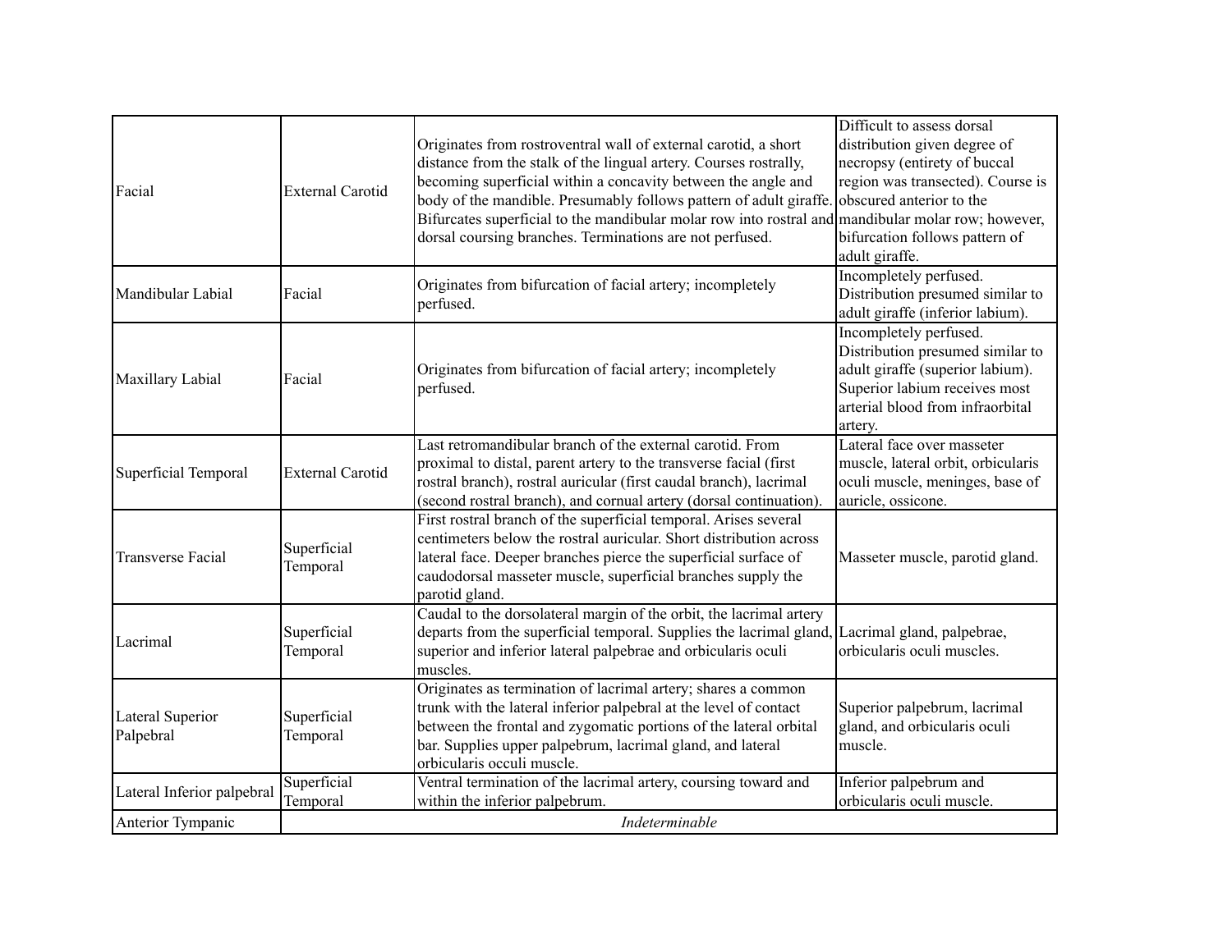| | | | |
|---|---|---|---|
| Facial | External Carotid | Originates from rostroventral wall of external carotid, a short distance from the stalk of the lingual artery. Courses rostrally, becoming superficial within a concavity between the angle and body of the mandible. Presumably follows pattern of adult giraffe. Bifurcates superficial to the mandibular molar row into rostral and dorsal coursing branches. Terminations are not perfused. | Difficult to assess dorsal distribution given degree of necropsy (entirety of buccal region was transected). Course is obscured anterior to the mandibular molar row; however, bifurcation follows pattern of adult giraffe. |
| Mandibular Labial | Facial | Originates from bifurcation of facial artery; incompletely perfused. | Incompletely perfused. Distribution presumed similar to adult giraffe (inferior labium). |
| Maxillary Labial | Facial | Originates from bifurcation of facial artery; incompletely perfused. | Incompletely perfused. Distribution presumed similar to adult giraffe (superior labium). Superior labium receives most arterial blood from infraorbital artery. |
| Superficial Temporal | External Carotid | Last retromandibular branch of the external carotid. From proximal to distal, parent artery to the transverse facial (first rostral branch), rostral auricular (first caudal branch), lacrimal (second rostral branch), and cornual artery (dorsal continuation). | Lateral face over masseter muscle, lateral orbit, orbicularis oculi muscle, meninges, base of auricle, ossicone. |
| Transverse Facial | Superficial Temporal | First rostral branch of the superficial temporal. Arises several centimeters below the rostral auricular. Short distribution across lateral face. Deeper branches pierce the superficial surface of caudodorsal masseter muscle, superficial branches supply the parotid gland. | Masseter muscle, parotid gland. |
| Lacrimal | Superficial Temporal | Caudal to the dorsolateral margin of the orbit, the lacrimal artery departs from the superficial temporal. Supplies the lacrimal gland, superior and inferior lateral palpebrae and orbicularis oculi muscles. | Lacrimal gland, palpebrae, orbicularis oculi muscles. |
| Lateral Superior Palpebral | Superficial Temporal | Originates as termination of lacrimal artery; shares a common trunk with the lateral inferior palpebral at the level of contact between the frontal and zygomatic portions of the lateral orbital bar. Supplies upper palpebrum, lacrimal gland, and lateral orbicularis occuli muscle. | Superior palpebrum, lacrimal gland, and orbicularis oculi muscle. |
| Lateral Inferior palpebral | Superficial Temporal | Ventral termination of the lacrimal artery, coursing toward and within the inferior palpebrum. | Inferior palpebrum and orbicularis oculi muscle. |
| Anterior Tympanic | *Indeterminable* | | |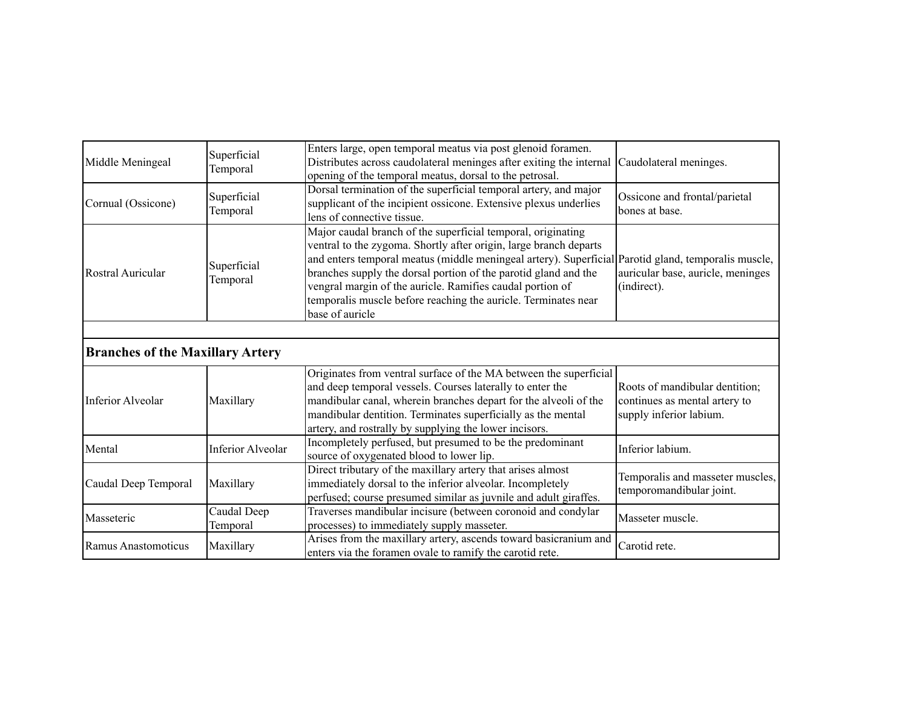| | | | |
|---|---|---|---|
| Middle Meningeal | Superficial Temporal | Enters large, open temporal meatus via post glenoid foramen. Distributes across caudolateral meninges after exiting the internal opening of the temporal meatus, dorsal to the petrosal. | Caudolateral meninges. |
| Cornual (Ossicone) | Superficial Temporal | Dorsal termination of the superficial temporal artery, and major supplicant of the incipient ossicone. Extensive plexus underlies lens of connective tissue. | Ossicone and frontal/parietal bones at base. |
| Rostral Auricular | Superficial Temporal | Major caudal branch of the superficial temporal, originating ventral to the zygoma. Shortly after origin, large branch departs and enters temporal meatus (middle meningeal artery). Superficial branches supply the dorsal portion of the parotid gland and the vengral margin of the auricle. Ramifies caudal portion of temporalis muscle before reaching the auricle. Terminates near base of auricle | Parotid gland, temporalis muscle, auricular base, auricle, meninges (indirect). |
| | | | |
| **Branches of the Maxillary Artery** | | | |
| Inferior Alveolar | Maxillary | Originates from ventral surface of the MA between the superficial and deep temporal vessels. Courses laterally to enter the mandibular canal, wherein branches depart for the alveoli of the mandibular dentition. Terminates superficially as the mental artery, and rostrally by supplying the lower incisors. | Roots of mandibular dentition; continues as mental artery to supply inferior labium. |
| Mental | Inferior Alveolar | Incompletely perfused, but presumed to be the predominant source of oxygenated blood to lower lip. | Inferior labium. |
| Caudal Deep Temporal | Maxillary | Direct tributary of the maxillary artery that arises almost immediately dorsal to the inferior alveolar. Incompletely perfused; course presumed similar as juvnile and adult giraffes. | Temporalis and masseter muscles, temporomandibular joint. |
| Masseteric | Caudal Deep Temporal | Traverses mandibular incisure (between coronoid and condylar processes) to immediately supply masseter. | Masseter muscle. |
| Ramus Anastomoticus | Maxillary | Arises from the maxillary artery, ascends toward basicranium and enters via the foramen ovale to ramify the carotid rete. | Carotid rete. |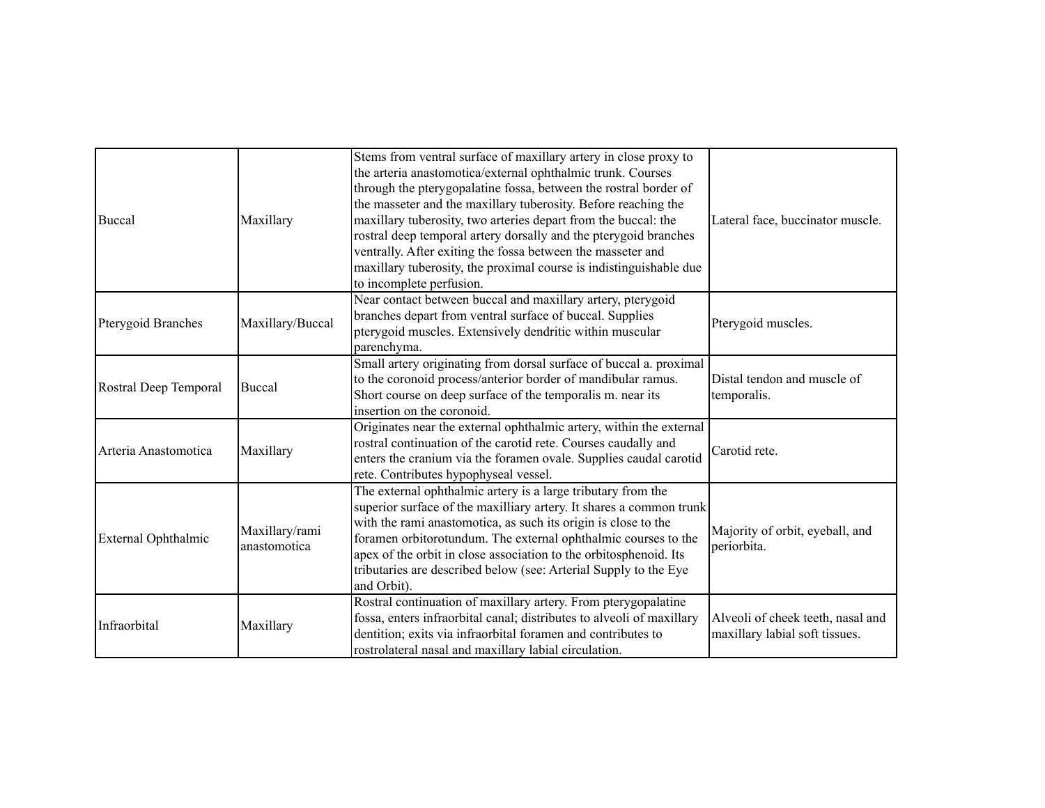| | | | |
|---|---|---|---|
| Buccal | Maxillary | Stems from ventral surface of maxillary artery in close proxy to the arteria anastomotica/external ophthalmic trunk. Courses through the pterygopalatine fossa, between the rostral border of the masseter and the maxillary tuberosity. Before reaching the maxillary tuberosity, two arteries depart from the buccal: the rostral deep temporal artery dorsally and the pterygoid branches ventrally. After exiting the fossa between the masseter and maxillary tuberosity, the proximal course is indistinguishable due to incomplete perfusion. | Lateral face, buccinator muscle. |
| Pterygoid Branches | Maxillary/Buccal | Near contact between buccal and maxillary artery, pterygoid branches depart from ventral surface of buccal. Supplies pterygoid muscles. Extensively dendritic within muscular parenchyma. | Pterygoid muscles. |
| Rostral Deep Temporal | Buccal | Small artery originating from dorsal surface of buccal a. proximal to the coronoid process/anterior border of mandibular ramus. Short course on deep surface of the temporalis m. near its insertion on the coronoid. | Distal tendon and muscle of temporalis. |
| Arteria Anastomotica | Maxillary | Originates near the external ophthalmic artery, within the external rostral continuation of the carotid rete. Courses caudally and enters the cranium via the foramen ovale. Supplies caudal carotid rete. Contributes hypophyseal vessel. | Carotid rete. |
| External Ophthalmic | Maxillary/rami anastomotica | The external ophthalmic artery is a large tributary from the superior surface of the maxilliary artery. It shares a common trunk with the rami anastomotica, as such its origin is close to the foramen orbitorotundum. The external ophthalmic courses to the apex of the orbit in close association to the orbitosphenoid. Its tributaries are described below (see: Arterial Supply to the Eye and Orbit). | Majority of orbit, eyeball, and periorbita. |
| Infraorbital | Maxillary | Rostral continuation of maxillary artery. From pterygopalatine fossa, enters infraorbital canal; distributes to alveoli of maxillary dentition; exits via infraorbital foramen and contributes to rostrolateral nasal and maxillary labial circulation. | Alveoli of cheek teeth, nasal and maxillary labial soft tissues. |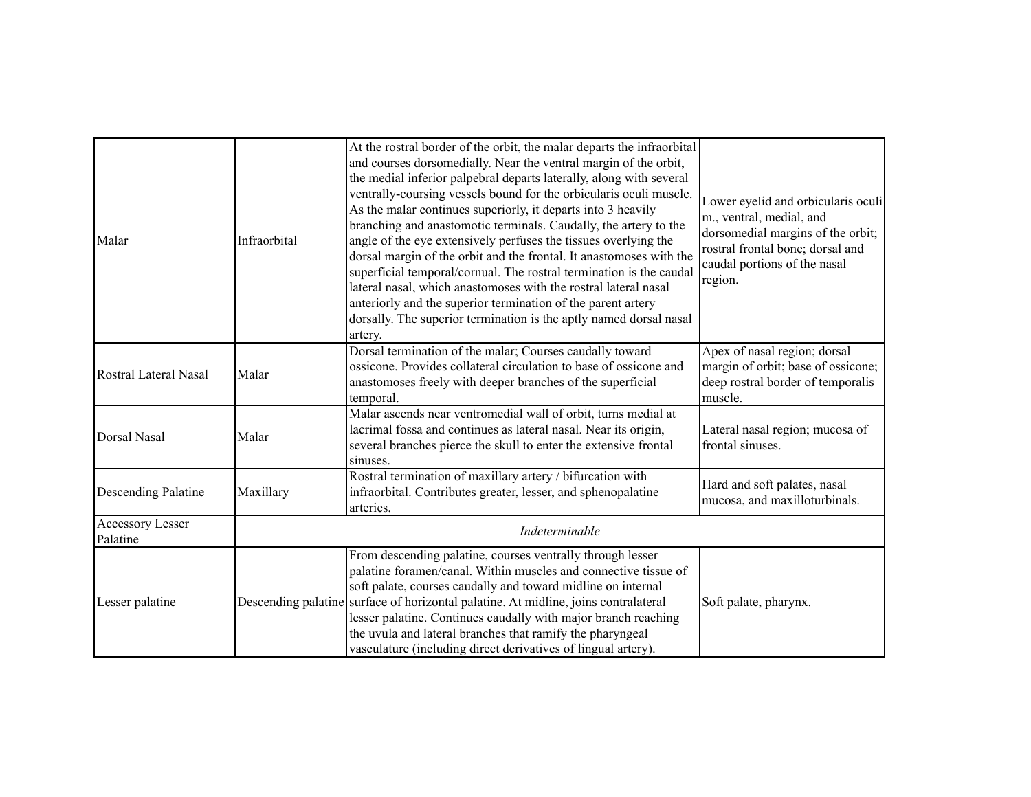| | | | |
|---|---|---|---|
| Malar | Infraorbital | At the rostral border of the orbit, the malar departs the infraorbital and courses dorsomedially. Near the ventral margin of the orbit, the medial inferior palpebral departs laterally, along with several ventrally-coursing vessels bound for the orbicularis oculi muscle. As the malar continues superiorly, it departs into 3 heavily branching and anastomotic terminals. Caudally, the artery to the angle of the eye extensively perfuses the tissues overlying the dorsal margin of the orbit and the frontal. It anastomoses with the superficial temporal/cornual. The rostral termination is the caudal lateral nasal, which anastomoses with the rostral lateral nasal anteriorly and the superior termination of the parent artery dorsally. The superior termination is the aptly named dorsal nasal artery. | Lower eyelid and orbicularis oculi m., ventral, medial, and dorsomedial margins of the orbit; rostral frontal bone; dorsal and caudal portions of the nasal region. |
| Rostral Lateral Nasal | Malar | Dorsal termination of the malar; Courses caudally toward ossicone. Provides collateral circulation to base of ossicone and anastomoses freely with deeper branches of the superficial temporal. | Apex of nasal region; dorsal margin of orbit; base of ossicone; deep rostral border of temporalis muscle. |
| Dorsal Nasal | Malar | Malar ascends near ventromedial wall of orbit, turns medial at lacrimal fossa and continues as lateral nasal. Near its origin, several branches pierce the skull to enter the extensive frontal sinuses. | Lateral nasal region; mucosa of frontal sinuses. |
| Descending Palatine | Maxillary | Rostral termination of maxillary artery / bifurcation with infraorbital. Contributes greater, lesser, and sphenopalatine arteries. | Hard and soft palates, nasal mucosa, and maxilloturbinals. |
| Accessory Lesser Palatine | *Indeterminable* | | |
| Lesser palatine | Descending palatine | From descending palatine, courses ventrally through lesser palatine foramen/canal. Within muscles and connective tissue of soft palate, courses caudally and toward midline on internal surface of horizontal palatine. At midline, joins contralateral lesser palatine. Continues caudally with major branch reaching the uvula and lateral branches that ramify the pharyngeal vasculature (including direct derivatives of lingual artery). | Soft palate, pharynx. |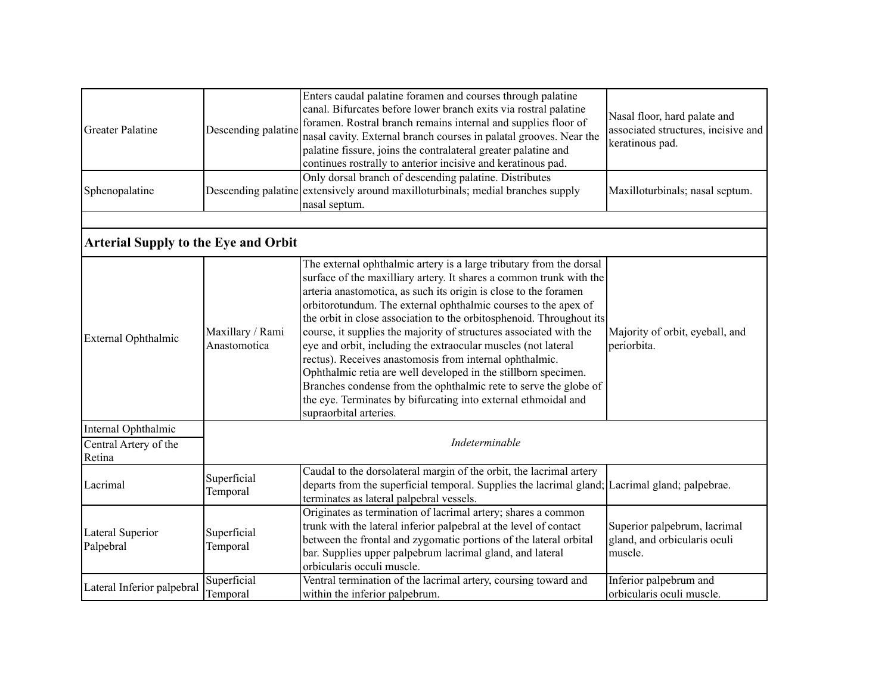| | | | |
|---|---|---|---|
| Greater Palatine | Descending palatine | Enters caudal palatine foramen and courses through palatine canal. Bifurcates before lower branch exits via rostral palatine foramen. Rostral branch remains internal and supplies floor of nasal cavity. External branch courses in palatal grooves. Near the palatine fissure, joins the contralateral greater palatine and continues rostrally to anterior incisive and keratinous pad. | Nasal floor, hard palate and associated structures, incisive and keratinous pad. |
| Sphenopalatine | Descending palatine | Only dorsal branch of descending palatine. Distributes extensively around maxilloturbinals; medial branches supply nasal septum. | Maxilloturbinals; nasal septum. |
| | | | |
| **Arterial Supply to the Eye and Orbit** | | | |
| External Ophthalmic | Maxillary / Rami Anastomotica | The external ophthalmic artery is a large tributary from the dorsal surface of the maxilliary artery. It shares a common trunk with the arteria anastomotica, as such its origin is close to the foramen orbitorotundum. The external ophthalmic courses to the apex of the orbit in close association to the orbitosphenoid. Throughout its course, it supplies the majority of structures associated with the eye and orbit, including the extraocular muscles (not lateral rectus). Receives anastomosis from internal ophthalmic. Ophthalmic retia are well developed in the stillborn specimen. Branches condense from the ophthalmic rete to serve the globe of the eye. Terminates by bifurcating into external ethmoidal and supraorbital arteries. | Majority of orbit, eyeball, and periorbita. |
| Internal Ophthalmic | *Indeterminable* | | |
| Central Artery of the Retina | | | |
| Lacrimal | Superficial Temporal | Caudal to the dorsolateral margin of the orbit, the lacrimal artery departs from the superficial temporal. Supplies the lacrimal gland; terminates as lateral palpebral vessels. | Lacrimal gland; palpebrae. |
| Lateral Superior Palpebral | Superficial Temporal | Originates as termination of lacrimal artery; shares a common trunk with the lateral inferior palpebral at the level of contact between the frontal and zygomatic portions of the lateral orbital bar. Supplies upper palpebrum lacrimal gland, and lateral orbicularis occuli muscle. | Superior palpebrum, lacrimal gland, and orbicularis oculi muscle. |
| Lateral Inferior palpebral | Superficial Temporal | Ventral termination of the lacrimal artery, coursing toward and within the inferior palpebrum. | Inferior palpebrum and orbicularis oculi muscle. |